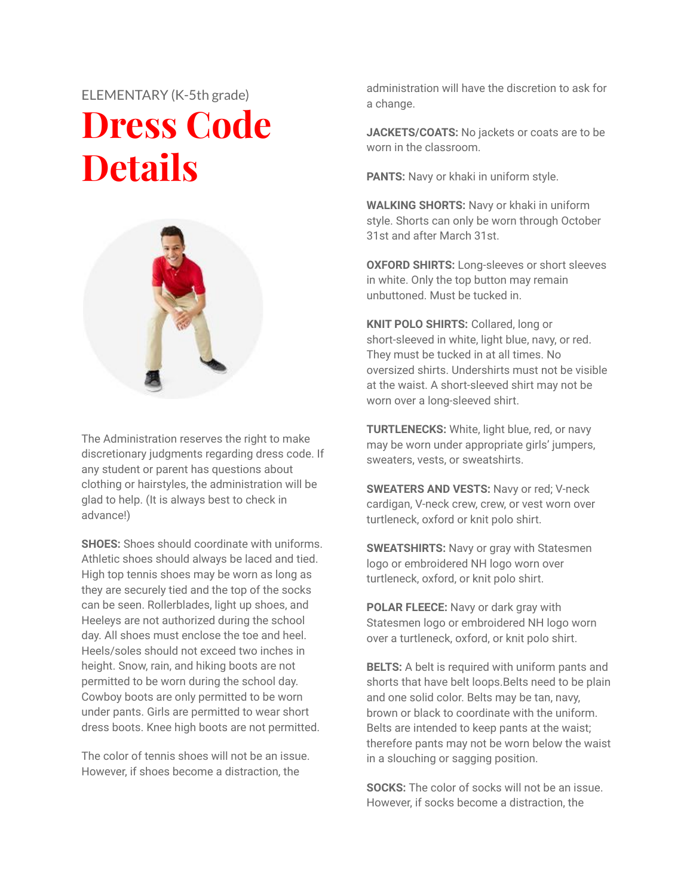ELEMENTARY (K-5th grade)

# Dress Code Details

The Administration reserves the right to make discretionary judgments regarding dress code. If any student or parent has questions about clothing or hairstyles, the administration will be glad to help. (It is always best to check in advance!)

**SHOES:** Shoes should coordinate with uniforms. Athletic shoes should always be laced and tied. High top tennis shoes may be worn as long as they are securely tied and the top of the socks can be seen. Rollerblades, light up shoes, and Heeleys are not authorized during the school day. All shoes must enclose the toe and heel. Heels/soles should not exceed two inches in height. Snow, rain, and hiking boots are not permitted to be worn during the school day. Cowboy boots are only permitted to be worn under pants. Girls are permitted to wear short dress boots. Knee high boots are not permitted.

The color of tennis shoes will not be an issue. However, if shoes become a distraction, the administration will have the discretion to ask for a change.

**JACKETS/COATS:** No jackets or coats are to be worn in the classroom.

**PANTS:** Navy or khaki in uniform style.

**WALKING SHORTS:** Navy or khaki in uniform style. Shorts can only be worn through October 31st and after March 31st.

**OXFORD SHIRTS:** Long-sleeves or short sleeves in white. Only the top button may remain unbuttoned. Must be tucked in.

**KNIT POLO SHIRTS:** Collared, long or short-sleeved in white, light blue, navy, or red. They must be tucked in at all times. No oversized shirts. Undershirts must not be visible at the waist. A short-sleeved shirt may not be worn over a long-sleeved shirt.

**TURTLENECKS:** White, light blue, red, or navy may be worn under appropriate girls' jumpers, sweaters, vests, or sweatshirts.

**SWEATERS AND VESTS:** Navy or red; V-neck cardigan, V-neck crew, crew, or vest worn over turtleneck, oxford or knit polo shirt.

**SWEATSHIRTS:** Navy or gray with Statesmen logo or embroidered NH logo worn over turtleneck, oxford, or knit polo shirt.

**POLAR FLEECE:** Navy or dark gray with Statesmen logo or embroidered NH logo worn over a turtleneck, oxford, or knit polo shirt.

**BELTS:** A belt is required with uniform pants and shorts that have belt loops.Belts need to be plain and one solid color. Belts may be tan, navy, brown or black to coordinate with the uniform. Belts are intended to keep pants at the waist; therefore pants may not be worn below the waist in a slouching or sagging position.

**SOCKS:** The color of socks will not be an issue. However, if socks become a distraction, the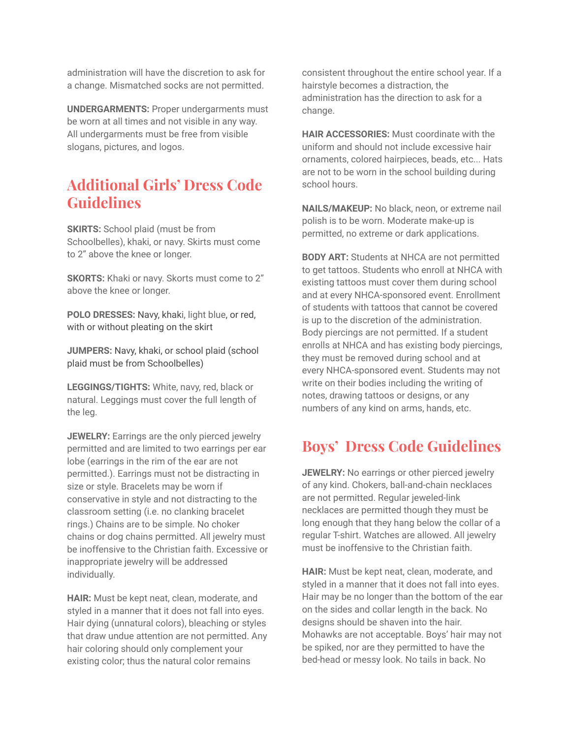administration will have the discretion to ask for a change. Mismatched socks are not permitted.

**UNDERGARMENTS:** Proper undergarments must be worn at all times and not visible in any way. All undergarments must be free from visible slogans, pictures, and logos.

## Additional Girls' Dress Code Guidelines

**SKIRTS:** School plaid (must be from Schoolbelles), khaki, or navy. Skirts must come to 2" above the knee or longer.

**SKORTS:** Khaki or navy. Skorts must come to 2" above the knee or longer.

**POLO DRESSES:** Navy, khaki, light blue, or red, with or without pleating on the skirt

**JUMPERS:** Navy, khaki, or school plaid (school plaid must be from Schoolbelles)

**LEGGINGS/TIGHTS:** White, navy, red, black or natural. Leggings must cover the full length of the leg.

**JEWELRY:** Earrings are the only pierced jewelry permitted and are limited to two earrings per ear lobe (earrings in the rim of the ear are not permitted.). Earrings must not be distracting in size or style. Bracelets may be worn if conservative in style and not distracting to the classroom setting (i.e. no clanking bracelet rings.) Chains are to be simple. No choker chains or dog chains permitted. All jewelry must be inoffensive to the Christian faith. Excessive or inappropriate jewelry will be addressed individually.

**HAIR:** Must be kept neat, clean, moderate, and styled in a manner that it does not fall into eyes. Hair dying (unnatural colors), bleaching or styles that draw undue attention are not permitted. Any hair coloring should only complement your existing color; thus the natural color remains consistent throughout the entire school year. If a hairstyle becomes a distraction, the administration has the direction to ask for a change.

**HAIR ACCESSORIES:** Must coordinate with the uniform and should not include excessive hair ornaments, colored hairpieces, beads, etc... Hats are not to be worn in the school building during school hours.

**NAILS/MAKEUP:** No black, neon, or extreme nail polish is to be worn. Moderate make-up is permitted, no extreme or dark applications.

**BODY ART:** Students at NHCA are not permitted to get tattoos. Students who enroll at NHCA with existing tattoos must cover them during school and at every NHCA-sponsored event. Enrollment of students with tattoos that cannot be covered is up to the discretion of the administration. Body piercings are not permitted. If a student enrolls at NHCA and has existing body piercings, they must be removed during school and at every NHCA-sponsored event. Students may not write on their bodies including the writing of notes, drawing tattoos or designs, or any numbers of any kind on arms, hands, etc.

## Boys' Dress Code Guidelines

**JEWELRY:** No earrings or other pierced jewelry of any kind. Chokers, ball-and-chain necklaces are not permitted. Regular jeweled-link necklaces are permitted though they must be long enough that they hang below the collar of a regular T-shirt. Watches are allowed. All jewelry must be inoffensive to the Christian faith.

**HAIR:** Must be kept neat, clean, moderate, and styled in a manner that it does not fall into eyes. Hair may be no longer than the bottom of the ear on the sides and collar length in the back. No designs should be shaven into the hair. Mohawks are not acceptable. Boys' hair may not be spiked, nor are they permitted to have the bed-head or messy look. No tails in back. No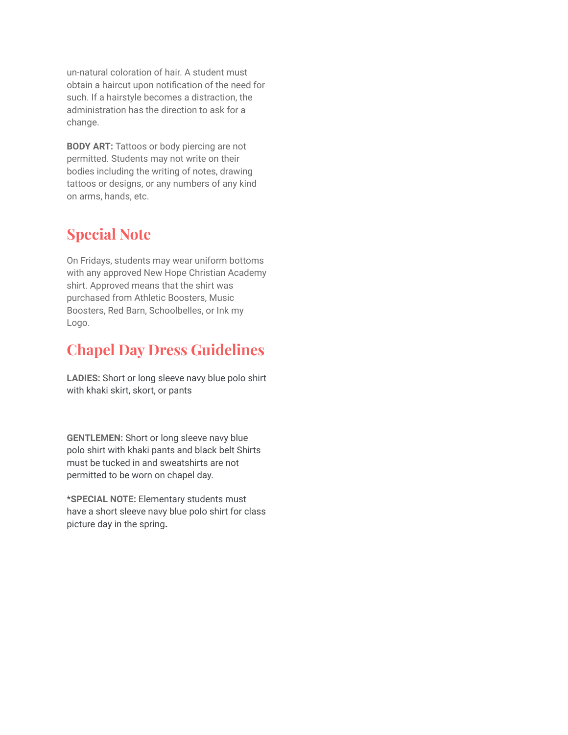un-natural coloration of hair. A student must obtain a haircut upon notification of the need for such. If a hairstyle becomes a distraction, the administration has the direction to ask for a change.

**BODY ART:** Tattoos or body piercing are not permitted. Students may not write on their bodies including the writing of notes, drawing tattoos or designs, or any numbers of any kind on arms, hands, etc.

## Special Note

On Fridays, students may wear uniform bottoms with any approved New Hope Christian Academy shirt. Approved means that the shirt was purchased from Athletic Boosters, Music Boosters, Red Barn, Schoolbelles, or Ink my Logo.

## Chapel Day Dress Guidelines

**LADIES:** Short or long sleeve navy blue polo shirt with khaki skirt, skort, or pants

**GENTLEMEN:** Short or long sleeve navy blue polo shirt with khaki pants and black belt Shirts must be tucked in and sweatshirts are not permitted to be worn on chapel day.

***SPECIAL NOTE:** Elementary students must have a short sleeve navy blue polo shirt for class picture day in the spring**.**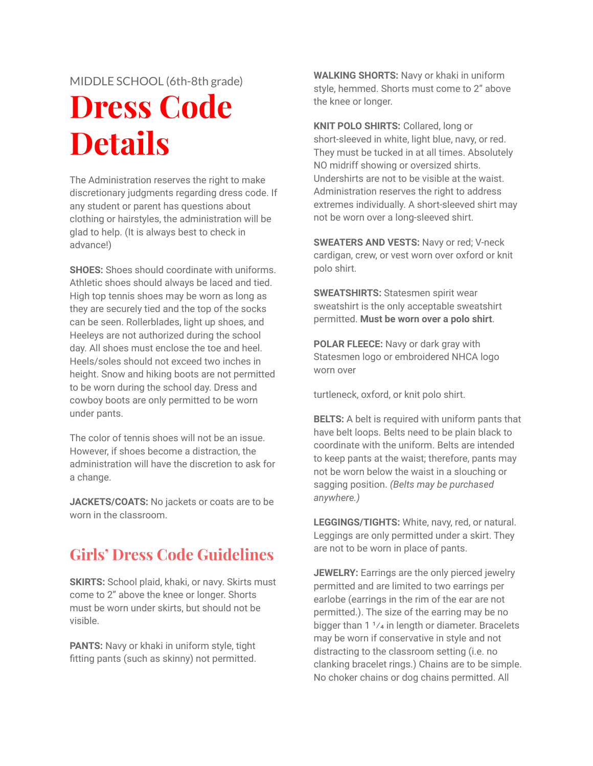MIDDLE SCHOOL (6th-8th grade)

# Dress Code Details

The Administration reserves the right to make discretionary judgments regarding dress code. If any student or parent has questions about clothing or hairstyles, the administration will be glad to help. (It is always best to check in advance!)

**SHOES:** Shoes should coordinate with uniforms. Athletic shoes should always be laced and tied. High top tennis shoes may be worn as long as they are securely tied and the top of the socks can be seen. Rollerblades, light up shoes, and Heeleys are not authorized during the school day. All shoes must enclose the toe and heel. Heels/soles should not exceed two inches in height. Snow and hiking boots are not permitted to be worn during the school day. Dress and cowboy boots are only permitted to be worn under pants.

The color of tennis shoes will not be an issue. However, if shoes become a distraction, the administration will have the discretion to ask for a change.

**JACKETS/COATS:** No jackets or coats are to be worn in the classroom.

## Girls' Dress Code Guidelines

**SKIRTS:** School plaid, khaki, or navy. Skirts must come to 2" above the knee or longer. Shorts must be worn under skirts, but should not be visible.

**PANTS:** Navy or khaki in uniform style, tight fitting pants (such as skinny) not permitted.

**WALKING SHORTS:** Navy or khaki in uniform style, hemmed. Shorts must come to 2" above the knee or longer.

**KNIT POLO SHIRTS:** Collared, long or short-sleeved in white, light blue, navy, or red. They must be tucked in at all times. Absolutely NO midriff showing or oversized shirts. Undershirts are not to be visible at the waist. Administration reserves the right to address extremes individually. A short-sleeved shirt may not be worn over a long-sleeved shirt.

**SWEATERS AND VESTS:** Navy or red; V-neck cardigan, crew, or vest worn over oxford or knit polo shirt.

**SWEATSHIRTS:** Statesmen spirit wear sweatshirt is the only acceptable sweatshirt permitted. **Must be worn over a polo shirt**.

**POLAR FLEECE:** Navy or dark gray with Statesmen logo or embroidered NHCA logo worn over

turtleneck, oxford, or knit polo shirt.

**BELTS:** A belt is required with uniform pants that have belt loops. Belts need to be plain black to coordinate with the uniform. Belts are intended to keep pants at the waist; therefore, pants may not be worn below the waist in a slouching or sagging position. *(Belts may be purchased anywhere.)*

**LEGGINGS/TIGHTS:** White, navy, red, or natural. Leggings are only permitted under a skirt. They are not to be worn in place of pants.

**JEWELRY:** Earrings are the only pierced jewelry permitted and are limited to two earrings per earlobe (earrings in the rim of the ear are not permitted.). The size of the earring may be no bigger than 1 ¼ in length or diameter. Bracelets may be worn if conservative in style and not distracting to the classroom setting (i.e. no clanking bracelet rings.) Chains are to be simple. No choker chains or dog chains permitted. All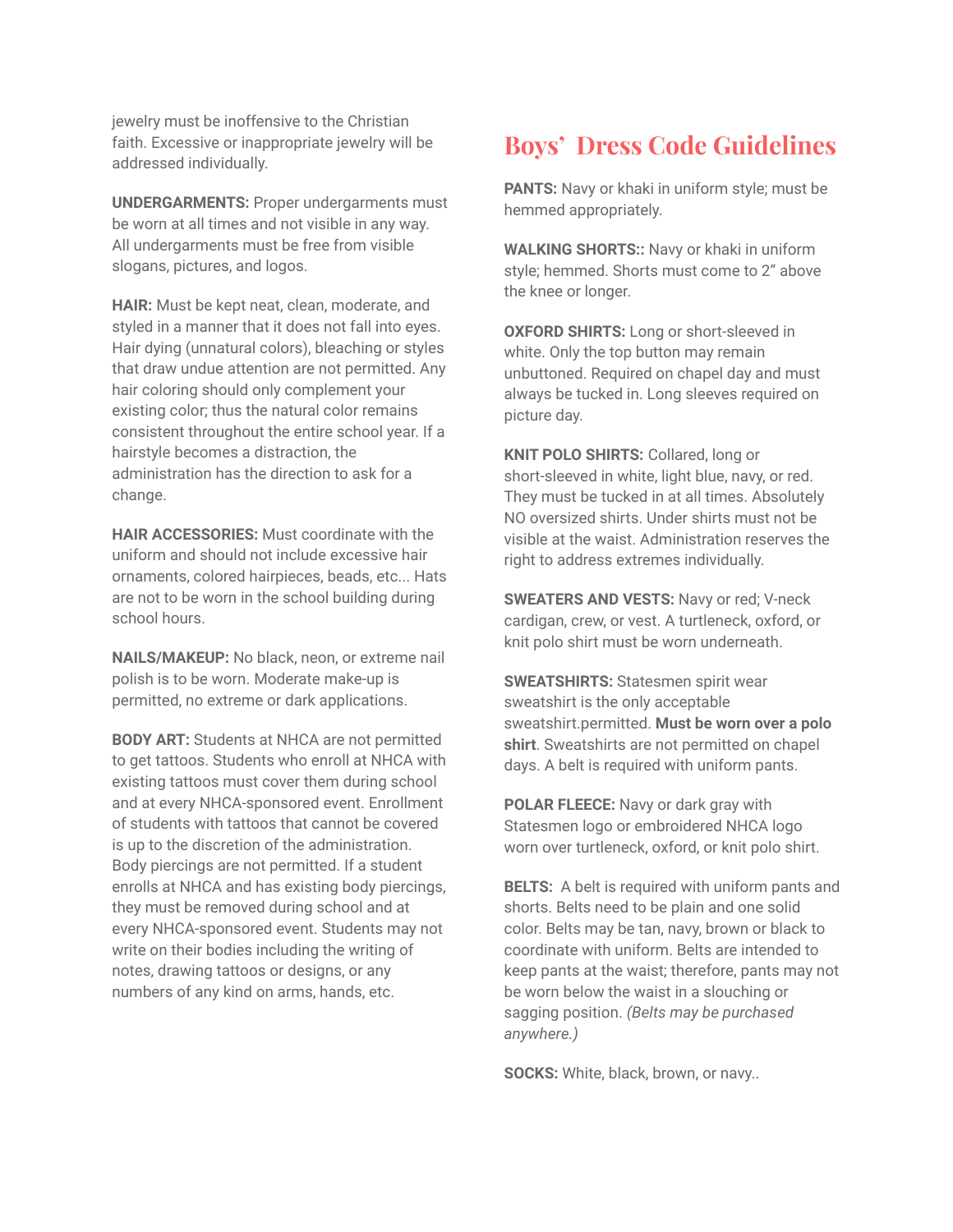jewelry must be inoffensive to the Christian faith. Excessive or inappropriate jewelry will be addressed individually.

**UNDERGARMENTS:** Proper undergarments must be worn at all times and not visible in any way. All undergarments must be free from visible slogans, pictures, and logos.

**HAIR:** Must be kept neat, clean, moderate, and styled in a manner that it does not fall into eyes. Hair dying (unnatural colors), bleaching or styles that draw undue attention are not permitted. Any hair coloring should only complement your existing color; thus the natural color remains consistent throughout the entire school year. If a hairstyle becomes a distraction, the administration has the direction to ask for a change.

**HAIR ACCESSORIES:** Must coordinate with the uniform and should not include excessive hair ornaments, colored hairpieces, beads, etc... Hats are not to be worn in the school building during school hours.

**NAILS/MAKEUP:** No black, neon, or extreme nail polish is to be worn. Moderate make-up is permitted, no extreme or dark applications.

**BODY ART:** Students at NHCA are not permitted to get tattoos. Students who enroll at NHCA with existing tattoos must cover them during school and at every NHCA-sponsored event. Enrollment of students with tattoos that cannot be covered is up to the discretion of the administration. Body piercings are not permitted. If a student enrolls at NHCA and has existing body piercings, they must be removed during school and at every NHCA-sponsored event. Students may not write on their bodies including the writing of notes, drawing tattoos or designs, or any numbers of any kind on arms, hands, etc.

## Boys' Dress Code Guidelines

**PANTS:** Navy or khaki in uniform style; must be hemmed appropriately.

**WALKING SHORTS::** Navy or khaki in uniform style; hemmed. Shorts must come to 2" above the knee or longer.

**OXFORD SHIRTS:** Long or short-sleeved in white. Only the top button may remain unbuttoned. Required on chapel day and must always be tucked in. Long sleeves required on picture day.

**KNIT POLO SHIRTS:** Collared, long or short-sleeved in white, light blue, navy, or red. They must be tucked in at all times. Absolutely NO oversized shirts. Under shirts must not be visible at the waist. Administration reserves the right to address extremes individually.

**SWEATERS AND VESTS:** Navy or red; V-neck cardigan, crew, or vest. A turtleneck, oxford, or knit polo shirt must be worn underneath.

**SWEATSHIRTS:** Statesmen spirit wear sweatshirt is the only acceptable sweatshirt.permitted. **Must be worn over a polo shirt**. Sweatshirts are not permitted on chapel days. A belt is required with uniform pants.

**POLAR FLEECE:** Navy or dark gray with Statesmen logo or embroidered NHCA logo worn over turtleneck, oxford, or knit polo shirt.

**BELTS:** A belt is required with uniform pants and shorts. Belts need to be plain and one solid color. Belts may be tan, navy, brown or black to coordinate with uniform. Belts are intended to keep pants at the waist; therefore, pants may not be worn below the waist in a slouching or sagging position. *(Belts may be purchased anywhere.)*

**SOCKS:** White, black, brown, or navy..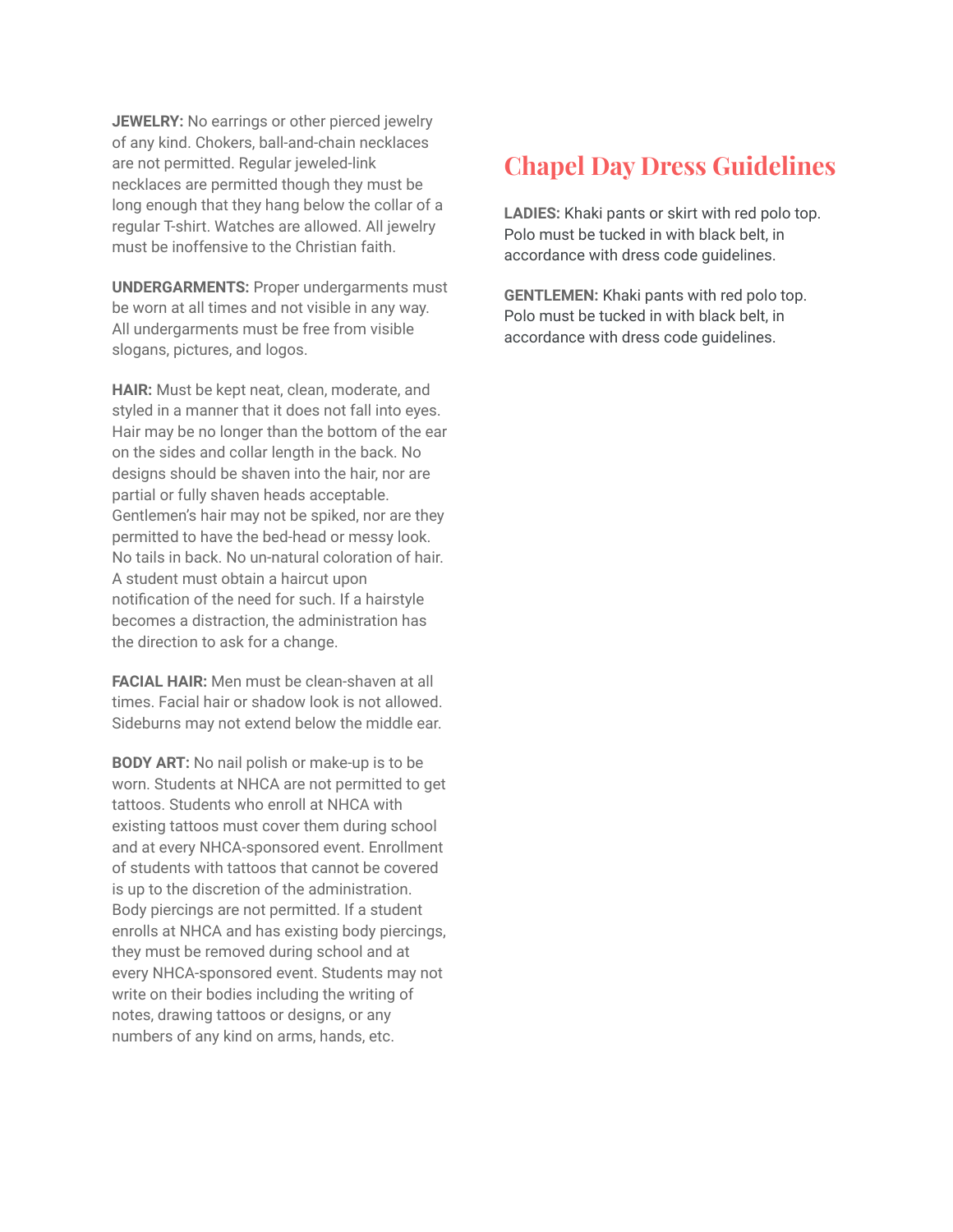**JEWELRY:** No earrings or other pierced jewelry of any kind. Chokers, ball-and-chain necklaces are not permitted. Regular jeweled-link necklaces are permitted though they must be long enough that they hang below the collar of a regular T-shirt. Watches are allowed. All jewelry must be inoffensive to the Christian faith.

**UNDERGARMENTS:** Proper undergarments must be worn at all times and not visible in any way. All undergarments must be free from visible slogans, pictures, and logos.

**HAIR:** Must be kept neat, clean, moderate, and styled in a manner that it does not fall into eyes. Hair may be no longer than the bottom of the ear on the sides and collar length in the back. No designs should be shaven into the hair, nor are partial or fully shaven heads acceptable. Gentlemen's hair may not be spiked, nor are they permitted to have the bed-head or messy look. No tails in back. No un-natural coloration of hair. A student must obtain a haircut upon notification of the need for such. If a hairstyle becomes a distraction, the administration has the direction to ask for a change.

**FACIAL HAIR:** Men must be clean-shaven at all times. Facial hair or shadow look is not allowed. Sideburns may not extend below the middle ear.

**BODY ART:** No nail polish or make-up is to be worn. Students at NHCA are not permitted to get tattoos. Students who enroll at NHCA with existing tattoos must cover them during school and at every NHCA-sponsored event. Enrollment of students with tattoos that cannot be covered is up to the discretion of the administration. Body piercings are not permitted. If a student enrolls at NHCA and has existing body piercings, they must be removed during school and at every NHCA-sponsored event. Students may not write on their bodies including the writing of notes, drawing tattoos or designs, or any numbers of any kind on arms, hands, etc.

## Chapel Day Dress Guidelines

**LADIES:** Khaki pants or skirt with red polo top. Polo must be tucked in with black belt, in accordance with dress code guidelines.

**GENTLEMEN:** Khaki pants with red polo top. Polo must be tucked in with black belt, in accordance with dress code guidelines.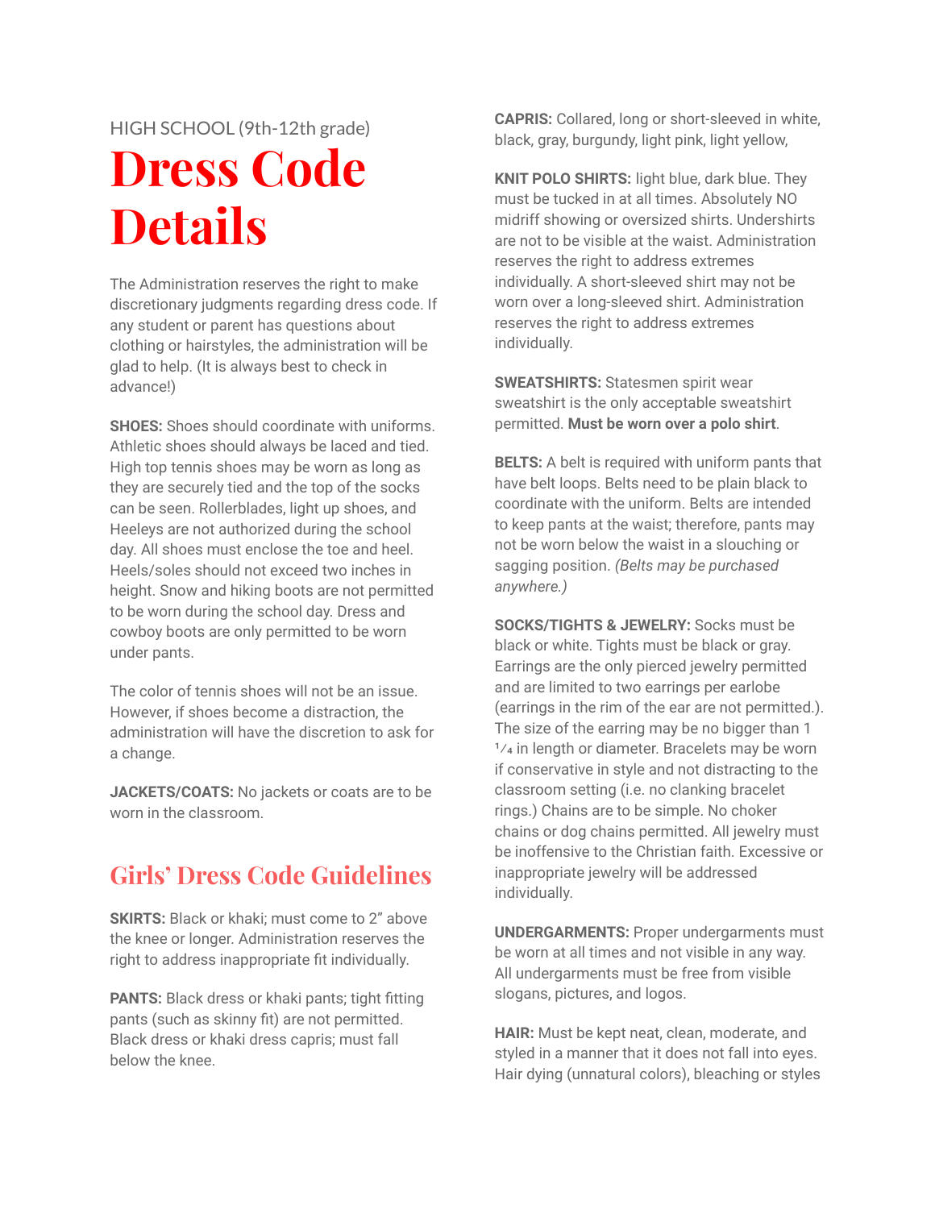HIGH SCHOOL (9th-12th grade)

# Dress Code Details

The Administration reserves the right to make discretionary judgments regarding dress code. If any student or parent has questions about clothing or hairstyles, the administration will be glad to help. (It is always best to check in advance!)

**SHOES:** Shoes should coordinate with uniforms. Athletic shoes should always be laced and tied. High top tennis shoes may be worn as long as they are securely tied and the top of the socks can be seen. Rollerblades, light up shoes, and Heeleys are not authorized during the school day. All shoes must enclose the toe and heel. Heels/soles should not exceed two inches in height. Snow and hiking boots are not permitted to be worn during the school day. Dress and cowboy boots are only permitted to be worn under pants.

The color of tennis shoes will not be an issue. However, if shoes become a distraction, the administration will have the discretion to ask for a change.

**JACKETS/COATS:** No jackets or coats are to be worn in the classroom.

## Girls' Dress Code Guidelines

**SKIRTS:** Black or khaki; must come to 2" above the knee or longer. Administration reserves the right to address inappropriate fit individually.

**PANTS:** Black dress or khaki pants; tight fitting pants (such as skinny fit) are not permitted. Black dress or khaki dress capris; must fall below the knee.

**CAPRIS:** Collared, long or short-sleeved in white, black, gray, burgundy, light pink, light yellow,

**KNIT POLO SHIRTS:** light blue, dark blue. They must be tucked in at all times. Absolutely NO midriff showing or oversized shirts. Undershirts are not to be visible at the waist. Administration reserves the right to address extremes individually. A short-sleeved shirt may not be worn over a long-sleeved shirt. Administration reserves the right to address extremes individually.

**SWEATSHIRTS:** Statesmen spirit wear sweatshirt is the only acceptable sweatshirt permitted. **Must be worn over a polo shirt**.

**BELTS:** A belt is required with uniform pants that have belt loops. Belts need to be plain black to coordinate with the uniform. Belts are intended to keep pants at the waist; therefore, pants may not be worn below the waist in a slouching or sagging position. *(Belts may be purchased anywhere.)*

**SOCKS/TIGHTS & JEWELRY:** Socks must be black or white. Tights must be black or gray. Earrings are the only pierced jewelry permitted and are limited to two earrings per earlobe (earrings in the rim of the ear are not permitted.). The size of the earring may be no bigger than 1 ¼ in length or diameter. Bracelets may be worn if conservative in style and not distracting to the classroom setting (i.e. no clanking bracelet rings.) Chains are to be simple. No choker chains or dog chains permitted. All jewelry must be inoffensive to the Christian faith. Excessive or inappropriate jewelry will be addressed individually.

**UNDERGARMENTS:** Proper undergarments must be worn at all times and not visible in any way. All undergarments must be free from visible slogans, pictures, and logos.

**HAIR:** Must be kept neat, clean, moderate, and styled in a manner that it does not fall into eyes. Hair dying (unnatural colors), bleaching or styles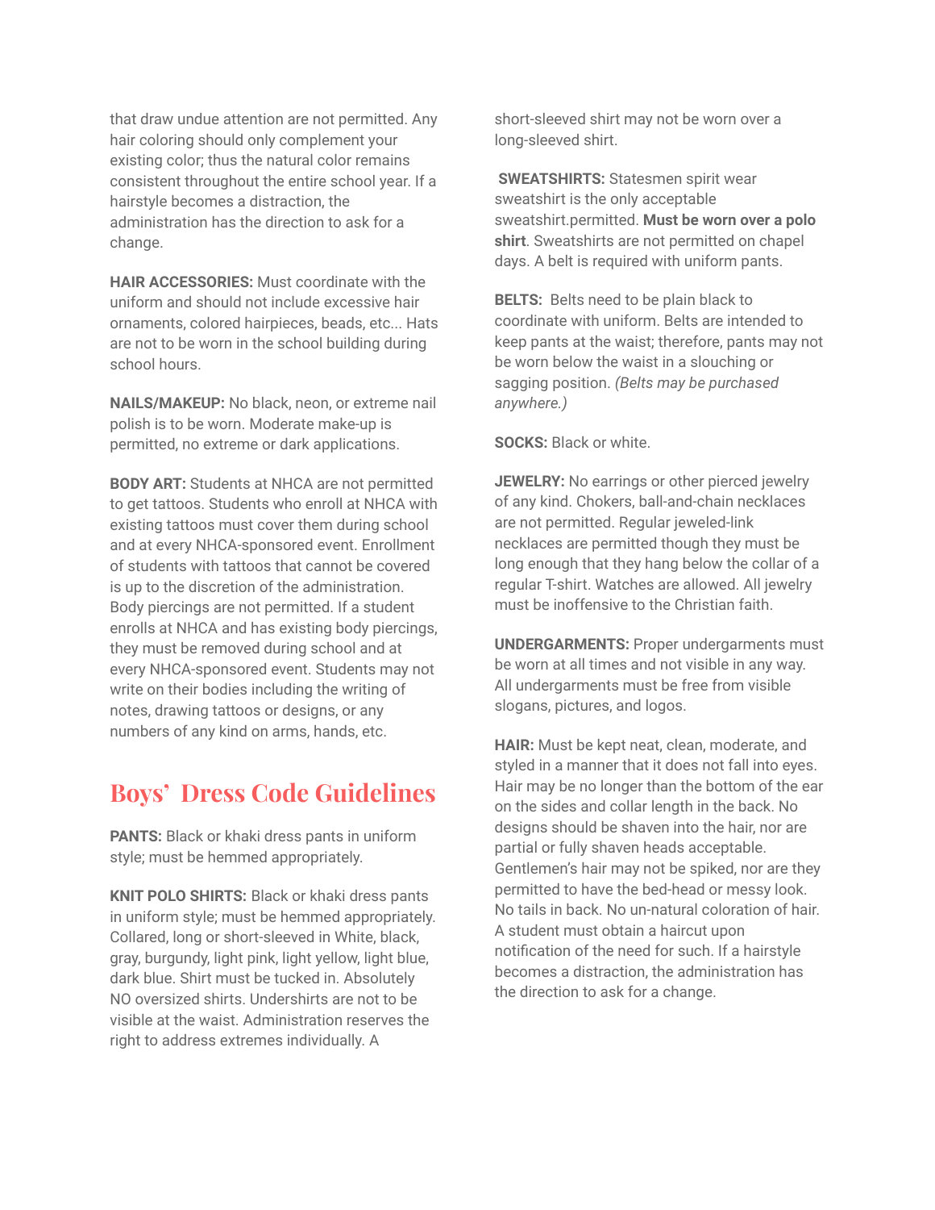that draw undue attention are not permitted. Any hair coloring should only complement your existing color; thus the natural color remains consistent throughout the entire school year. If a hairstyle becomes a distraction, the administration has the direction to ask for a change.

**HAIR ACCESSORIES:** Must coordinate with the uniform and should not include excessive hair ornaments, colored hairpieces, beads, etc... Hats are not to be worn in the school building during school hours.

**NAILS/MAKEUP:** No black, neon, or extreme nail polish is to be worn. Moderate make-up is permitted, no extreme or dark applications.

**BODY ART:** Students at NHCA are not permitted to get tattoos. Students who enroll at NHCA with existing tattoos must cover them during school and at every NHCA-sponsored event. Enrollment of students with tattoos that cannot be covered is up to the discretion of the administration. Body piercings are not permitted. If a student enrolls at NHCA and has existing body piercings, they must be removed during school and at every NHCA-sponsored event. Students may not write on their bodies including the writing of notes, drawing tattoos or designs, or any numbers of any kind on arms, hands, etc.

## Boys' Dress Code Guidelines

**PANTS:** Black or khaki dress pants in uniform style; must be hemmed appropriately.

**KNIT POLO SHIRTS:** Black or khaki dress pants in uniform style; must be hemmed appropriately. Collared, long or short-sleeved in White, black, gray, burgundy, light pink, light yellow, light blue, dark blue. Shirt must be tucked in. Absolutely NO oversized shirts. Undershirts are not to be visible at the waist. Administration reserves the right to address extremes individually. A short-sleeved shirt may not be worn over a long-sleeved shirt.

**SWEATSHIRTS:** Statesmen spirit wear sweatshirt is the only acceptable sweatshirt.permitted. **Must be worn over a polo shirt**. Sweatshirts are not permitted on chapel days. A belt is required with uniform pants.

**BELTS:** Belts need to be plain black to coordinate with uniform. Belts are intended to keep pants at the waist; therefore, pants may not be worn below the waist in a slouching or sagging position. *(Belts may be purchased anywhere.)*

**SOCKS:** Black or white.

**JEWELRY:** No earrings or other pierced jewelry of any kind. Chokers, ball-and-chain necklaces are not permitted. Regular jeweled-link necklaces are permitted though they must be long enough that they hang below the collar of a regular T-shirt. Watches are allowed. All jewelry must be inoffensive to the Christian faith.

**UNDERGARMENTS:** Proper undergarments must be worn at all times and not visible in any way. All undergarments must be free from visible slogans, pictures, and logos.

**HAIR:** Must be kept neat, clean, moderate, and styled in a manner that it does not fall into eyes. Hair may be no longer than the bottom of the ear on the sides and collar length in the back. No designs should be shaven into the hair, nor are partial or fully shaven heads acceptable. Gentlemen's hair may not be spiked, nor are they permitted to have the bed-head or messy look. No tails in back. No un-natural coloration of hair. A student must obtain a haircut upon notification of the need for such. If a hairstyle becomes a distraction, the administration has the direction to ask for a change.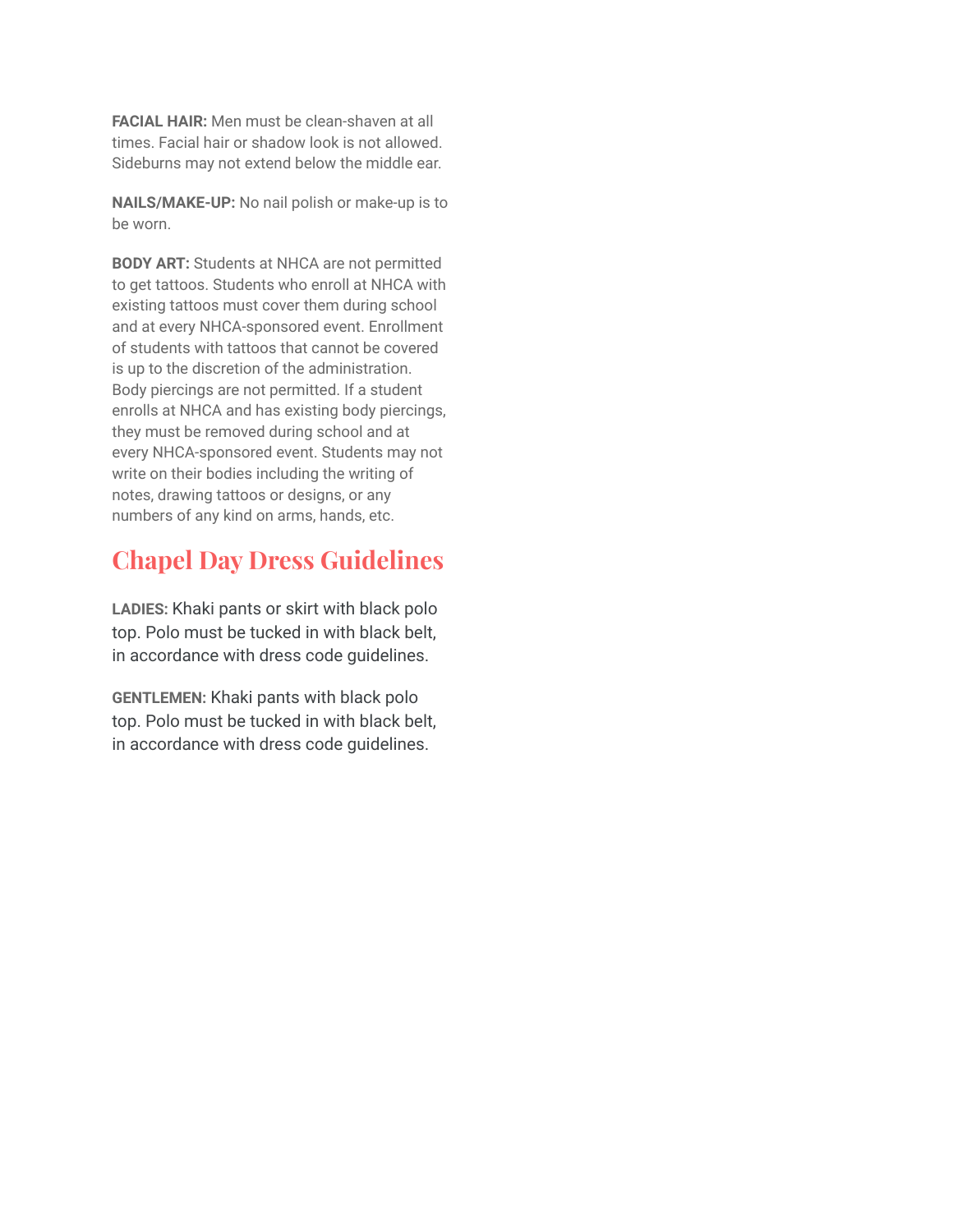**FACIAL HAIR:** Men must be clean-shaven at all times. Facial hair or shadow look is not allowed. Sideburns may not extend below the middle ear.

**NAILS/MAKE-UP:** No nail polish or make-up is to be worn.

**BODY ART:** Students at NHCA are not permitted to get tattoos. Students who enroll at NHCA with existing tattoos must cover them during school and at every NHCA-sponsored event. Enrollment of students with tattoos that cannot be covered is up to the discretion of the administration. Body piercings are not permitted. If a student enrolls at NHCA and has existing body piercings, they must be removed during school and at every NHCA-sponsored event. Students may not write on their bodies including the writing of notes, drawing tattoos or designs, or any numbers of any kind on arms, hands, etc.

## Chapel Day Dress Guidelines

**LADIES:** Khaki pants or skirt with black polo top. Polo must be tucked in with black belt, in accordance with dress code guidelines.

**GENTLEMEN:** Khaki pants with black polo top. Polo must be tucked in with black belt, in accordance with dress code guidelines.